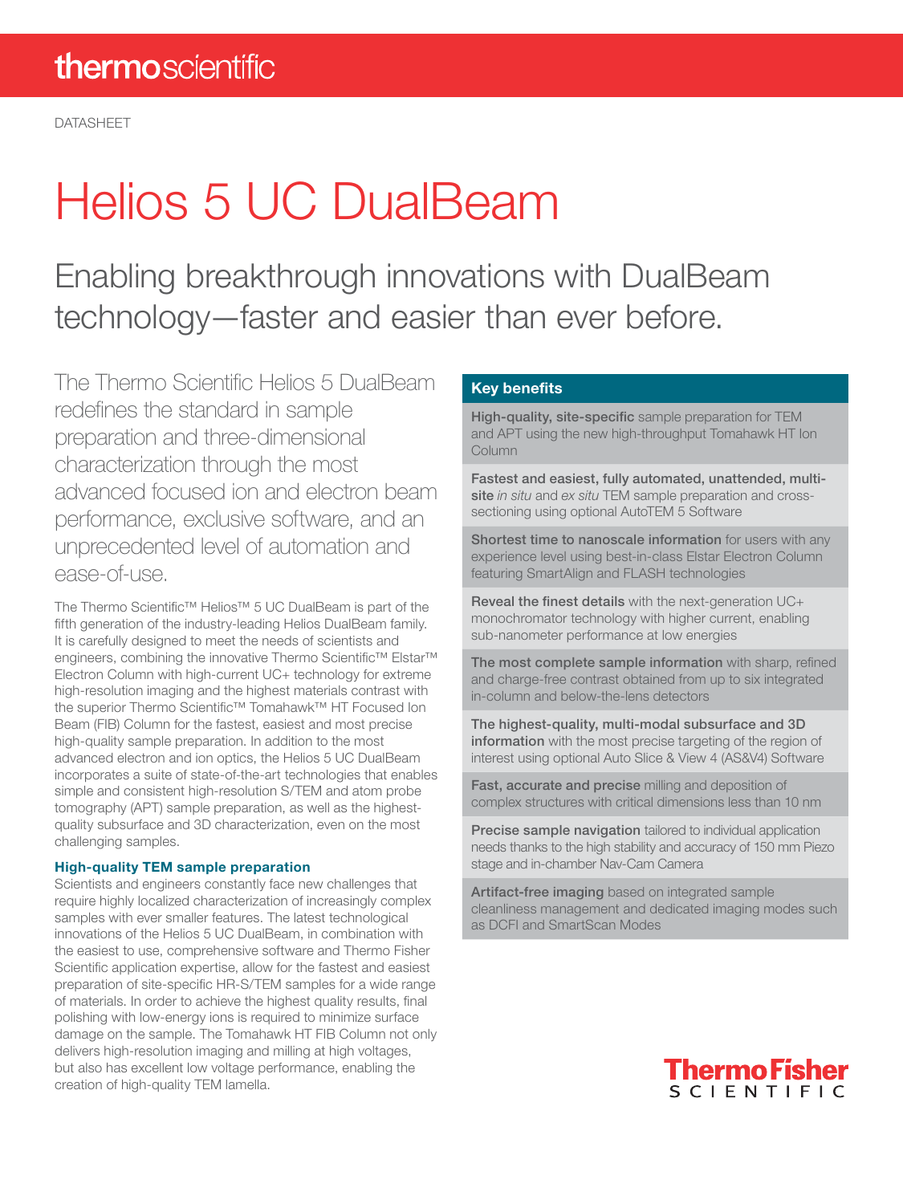DATASHEET

# Helios 5 UC DualBeam

## Enabling breakthrough innovations with DualBeam technology—faster and easier than ever before.

The Thermo Scientific Helios 5 DualBeam redefines the standard in sample preparation and three-dimensional characterization through the most advanced focused ion and electron beam performance, exclusive software, and an unprecedented level of automation and ease-of-use.

The Thermo Scientific™ Helios™ 5 UC DualBeam is part of the fifth generation of the industry-leading Helios DualBeam family. It is carefully designed to meet the needs of scientists and engineers, combining the innovative Thermo Scientific™ Elstar™ Electron Column with high-current UC+ technology for extreme high-resolution imaging and the highest materials contrast with the superior Thermo Scientific™ Tomahawk™ HT Focused Ion Beam (FIB) Column for the fastest, easiest and most precise high-quality sample preparation. In addition to the most advanced electron and ion optics, the Helios 5 UC DualBeam incorporates a suite of state-of-the-art technologies that enables simple and consistent high-resolution S/TEM and atom probe tomography (APT) sample preparation, as well as the highest-quality subsurface and 3D characterization, even on the most challenging samples.

### High-quality TEM sample preparation

Scientists and engineers constantly face new challenges that require highly localized characterization of increasingly complex samples with ever smaller features. The latest technological innovations of the Helios 5 UC DualBeam, in combination with the easiest to use, comprehensive software and Thermo Fisher Scientific application expertise, allow for the fastest and easiest preparation of site-specific HR-S/TEM samples for a wide range of materials. In order to achieve the highest quality results, final polishing with low-energy ions is required to minimize surface damage on the sample. The Tomahawk HT FIB Column not only delivers high-resolution imaging and milling at high voltages, but also has excellent low voltage performance, enabling the creation of high-quality TEM lamella.

### Key benefits

- **High-quality, site-specific** sample preparation for TEM and APT using the new high-throughput Tomahawk HT Ion Column
- **Fastest and easiest, fully automated, unattended, multi-site** *in situ* and *ex situ* TEM sample preparation and cross-sectioning using optional AutoTEM 5 Software
- **Shortest time to nanoscale information** for users with any experience level using best-in-class Elstar Electron Column featuring SmartAlign and FLASH technologies
- **Reveal the finest details** with the next-generation UC+ monochromator technology with higher current, enabling sub-nanometer performance at low energies
- **The most complete sample information** with sharp, refined and charge-free contrast obtained from up to six integrated in-column and below-the-lens detectors
- **The highest-quality, multi-modal subsurface and 3D information** with the most precise targeting of the region of interest using optional Auto Slice & View 4 (AS&V4) Software
- **Fast, accurate and precise** milling and deposition of complex structures with critical dimensions less than 10 nm
- **Precise sample navigation** tailored to individual application needs thanks to the high stability and accuracy of 150 mm Piezo stage and in-chamber Nav-Cam Camera
- **Artifact-free imaging** based on integrated sample cleanliness management and dedicated imaging modes such as DCFI and SmartScan Modes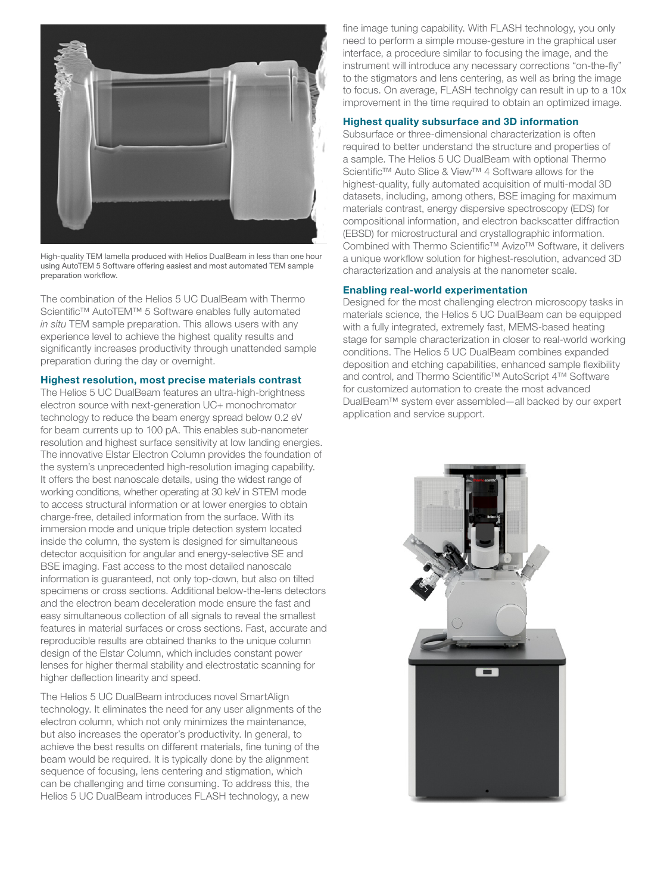High-quality TEM lamella produced with Helios DualBeam in less than one hour using AutoTEM 5 Software offering easiest and most automated TEM sample preparation workflow.

The combination of the Helios 5 UC DualBeam with Thermo Scientific™ AutoTEM™ 5 Software enables fully automated *in situ* TEM sample preparation. This allows users with any experience level to achieve the highest quality results and significantly increases productivity through unattended sample preparation during the day or overnight.

### Highest resolution, most precise materials contrast

The Helios 5 UC DualBeam features an ultra-high-brightness electron source with next-generation UC+ monochromator technology to reduce the beam energy spread below 0.2 eV for beam currents up to 100 pA. This enables sub-nanometer resolution and highest surface sensitivity at low landing energies. The innovative Elstar Electron Column provides the foundation of the system's unprecedented high-resolution imaging capability. It offers the best nanoscale details, using the widest range of working conditions, whether operating at 30 keV in STEM mode to access structural information or at lower energies to obtain charge-free, detailed information from the surface. With its immersion mode and unique triple detection system located inside the column, the system is designed for simultaneous detector acquisition for angular and energy-selective SE and BSE imaging. Fast access to the most detailed nanoscale information is guaranteed, not only top-down, but also on tilted specimens or cross sections. Additional below-the-lens detectors and the electron beam deceleration mode ensure the fast and easy simultaneous collection of all signals to reveal the smallest features in material surfaces or cross sections. Fast, accurate and reproducible results are obtained thanks to the unique column design of the Elstar Column, which includes constant power lenses for higher thermal stability and electrostatic scanning for higher deflection linearity and speed.

The Helios 5 UC DualBeam introduces novel SmartAlign technology. It eliminates the need for any user alignments of the electron column, which not only minimizes the maintenance, but also increases the operator's productivity. In general, to achieve the best results on different materials, fine tuning of the beam would be required. It is typically done by the alignment sequence of focusing, lens centering and stigmation, which can be challenging and time consuming. To address this, the Helios 5 UC DualBeam introduces FLASH technology, a new fine image tuning capability. With FLASH technology, you only need to perform a simple mouse-gesture in the graphical user interface, a procedure similar to focusing the image, and the instrument will introduce any necessary corrections "on-the-fly" to the stigmators and lens centering, as well as bring the image to focus. On average, FLASH technolgy can result in up to a 10x improvement in the time required to obtain an optimized image.

### Highest quality subsurface and 3D information

Subsurface or three-dimensional characterization is often required to better understand the structure and properties of a sample. The Helios 5 UC DualBeam with optional Thermo Scientific™ Auto Slice & View™ 4 Software allows for the highest-quality, fully automated acquisition of multi-modal 3D datasets, including, among others, BSE imaging for maximum materials contrast, energy dispersive spectroscopy (EDS) for compositional information, and electron backscatter diffraction (EBSD) for microstructural and crystallographic information. Combined with Thermo Scientific™ Avizo™ Software, it delivers a unique workflow solution for highest-resolution, advanced 3D characterization and analysis at the nanometer scale.

### Enabling real-world experimentation

Designed for the most challenging electron microscopy tasks in materials science, the Helios 5 UC DualBeam can be equipped with a fully integrated, extremely fast, MEMS-based heating stage for sample characterization in closer to real-world working conditions. The Helios 5 UC DualBeam combines expanded deposition and etching capabilities, enhanced sample flexibility and control, and Thermo Scientific™ AutoScript 4™ Software for customized automation to create the most advanced DualBeam™ system ever assembled—all backed by our expert application and service support.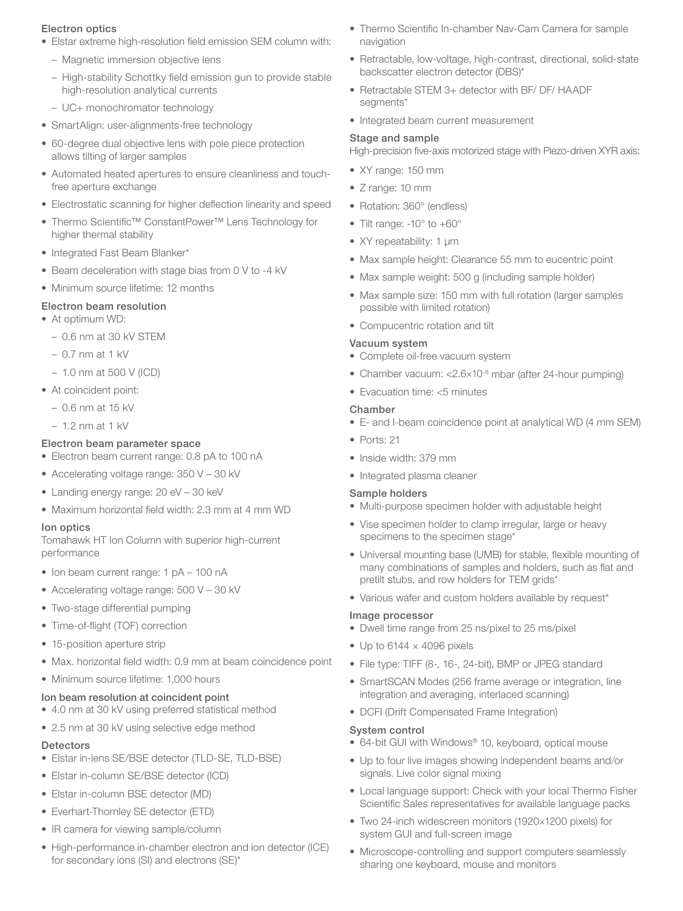### Electron optics

- Elstar extreme high-resolution field emission SEM column with:
  - Magnetic immersion objective lens
  - High-stability Schottky field emission gun to provide stable high-resolution analytical currents
  - UC+ monochromator technology
- SmartAlign: user-alignments-free technology
- 60-degree dual objective lens with pole piece protection allows tilting of larger samples
- Automated heated apertures to ensure cleanliness and touch-free aperture exchange
- Electrostatic scanning for higher deflection linearity and speed
- Thermo Scientific™ ConstantPower™ Lens Technology for higher thermal stability
- Integrated Fast Beam Blanker*
- Beam deceleration with stage bias from 0 V to -4 kV
- Minimum source lifetime: 12 months

### Electron beam resolution

- At optimum WD:
  - 0.6 nm at 30 kV STEM
  - 0.7 nm at 1 kV
  - 1.0 nm at 500 V (ICD)
- At coincident point:
  - 0.6 nm at 15 kV
  - 1.2 nm at 1 kV

### Electron beam parameter space

- Electron beam current range: 0.8 pA to 100 nA
- Accelerating voltage range: 350 V – 30 kV
- Landing energy range: 20 eV – 30 keV
- Maximum horizontal field width: 2.3 mm at 4 mm WD

### Ion optics

Tomahawk HT Ion Column with superior high-current performance

- Ion beam current range: 1 pA – 100 nA
- Accelerating voltage range: 500 V – 30 kV
- Two-stage differential pumping
- Time-of-flight (TOF) correction
- 15-position aperture strip
- Max. horizontal field width: 0.9 mm at beam coincidence point
- Minimum source lifetime: 1,000 hours

### Ion beam resolution at coincident point

- 4.0 nm at 30 kV using preferred statistical method
- 2.5 nm at 30 kV using selective edge method

### Detectors

- Elstar in-lens SE/BSE detector (TLD-SE, TLD-BSE)
- Elstar in-column SE/BSE detector (ICD)
- Elstar in-column BSE detector (MD)
- Everhart-Thornley SE detector (ETD)
- IR camera for viewing sample/column
- High-performance in-chamber electron and ion detector (ICE) for secondary ions (SI) and electrons (SE)*
- Thermo Scientific In-chamber Nav-Cam Camera for sample navigation
- Retractable, low-voltage, high-contrast, directional, solid-state backscatter electron detector (DBS)*
- Retractable STEM 3+ detector with BF/ DF/ HAADF segments*
- Integrated beam current measurement

### Stage and sample

High-precision five-axis motorized stage with Piezo-driven XYR axis:

- XY range: 150 mm
- Z range: 10 mm
- Rotation: 360° (endless)
- Tilt range: -10° to +60°
- XY repeatability: 1 µm
- Max sample height: Clearance 55 mm to eucentric point
- Max sample weight: 500 g (including sample holder)
- Max sample size: 150 mm with full rotation (larger samples possible with limited rotation)
- Compucentric rotation and tilt

### Vacuum system

- Complete oil-free vacuum system
- Chamber vacuum: <$2.6 \times 10^{-6}$ mbar (after 24-hour pumping)
- Evacuation time: <5 minutes

### Chamber

- E- and I-beam coincidence point at analytical WD (4 mm SEM)
- Ports: 21
- Inside width: 379 mm
- Integrated plasma cleaner

### Sample holders

- Multi-purpose specimen holder with adjustable height
- Vise specimen holder to clamp irregular, large or heavy specimens to the specimen stage*
- Universal mounting base (UMB) for stable, flexible mounting of many combinations of samples and holders, such as flat and pretilt stubs, and row holders for TEM grids*
- Various wafer and custom holders available by request*

### Image processor

- Dwell time range from 25 ns/pixel to 25 ms/pixel
- Up to 6144 × 4096 pixels
- File type: TIFF (8-, 16-, 24-bit), BMP or JPEG standard
- SmartSCAN Modes (256 frame average or integration, line integration and averaging, interlaced scanning)
- DCFI (Drift Compensated Frame Integration)

### System control

- 64-bit GUI with Windows® 10, keyboard, optical mouse
- Up to four live images showing independent beams and/or signals. Live color signal mixing
- Local language support: Check with your local Thermo Fisher Scientific Sales representatives for available language packs
- Two 24-inch widescreen monitors (1920×1200 pixels) for system GUI and full-screen image
- Microscope-controlling and support computers seamlessly sharing one keyboard, mouse and monitors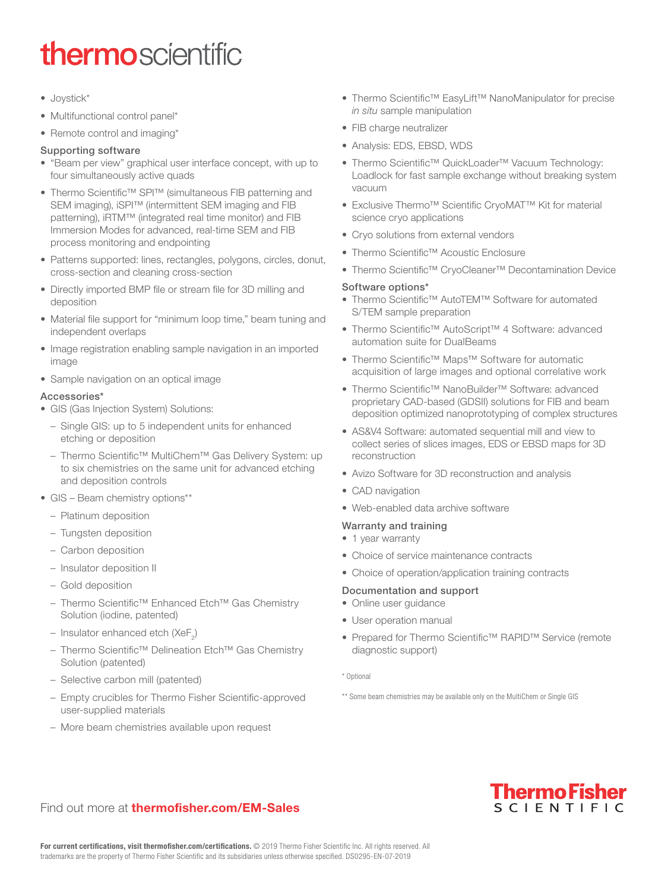- Joystick*
- Multifunctional control panel*
- Remote control and imaging*

### Supporting software

- "Beam per view" graphical user interface concept, with up to four simultaneously active quads
- Thermo Scientific™ SPI™ (simultaneous FIB patterning and SEM imaging), iSPI™ (intermittent SEM imaging and FIB patterning), iRTM™ (integrated real time monitor) and FIB Immersion Modes for advanced, real-time SEM and FIB process monitoring and endpointing
- Patterns supported: lines, rectangles, polygons, circles, donut, cross-section and cleaning cross-section
- Directly imported BMP file or stream file for 3D milling and deposition
- Material file support for "minimum loop time," beam tuning and independent overlaps
- Image registration enabling sample navigation in an imported image
- Sample navigation on an optical image

### Accessories*

- GIS (Gas Injection System) Solutions:
  - Single GIS: up to 5 independent units for enhanced etching or deposition
  - Thermo Scientific™ MultiChem™ Gas Delivery System: up to six chemistries on the same unit for advanced etching and deposition controls
- GIS – Beam chemistry options**
  - Platinum deposition
  - Tungsten deposition
  - Carbon deposition
  - Insulator deposition II
  - Gold deposition
  - Thermo Scientific™ Enhanced Etch™ Gas Chemistry Solution (iodine, patented)
  - Insulator enhanced etch ($XeF_2$)
  - Thermo Scientific™ Delineation Etch™ Gas Chemistry Solution (patented)
  - Selective carbon mill (patented)
  - Empty crucibles for Thermo Fisher Scientific-approved user-supplied materials
  - More beam chemistries available upon request
- Thermo Scientific™ EasyLift™ NanoManipulator for precise *in situ* sample manipulation
- FIB charge neutralizer
- Analysis: EDS, EBSD, WDS
- Thermo Scientific™ QuickLoader™ Vacuum Technology: Loadlock for fast sample exchange without breaking system vacuum
- Exclusive Thermo™ Scientific CryoMAT™ Kit for material science cryo applications
- Cryo solutions from external vendors
- Thermo Scientific™ Acoustic Enclosure
- Thermo Scientific™ CryoCleaner™ Decontamination Device

### Software options*

- Thermo Scientific™ AutoTEM™ Software for automated S/TEM sample preparation
- Thermo Scientific™ AutoScript™ 4 Software: advanced automation suite for DualBeams
- Thermo Scientific™ Maps™ Software for automatic acquisition of large images and optional correlative work
- Thermo Scientific™ NanoBuilder™ Software: advanced proprietary CAD-based (GDSII) solutions for FIB and beam deposition optimized nanoprototyping of complex structures
- AS&V4 Software: automated sequential mill and view to collect series of slices images, EDS or EBSD maps for 3D reconstruction
- Avizo Software for 3D reconstruction and analysis
- CAD navigation
- Web-enabled data archive software

### Warranty and training

- 1 year warranty
- Choice of service maintenance contracts
- Choice of operation/application training contracts

### Documentation and support

- Online user guidance
- User operation manual
- Prepared for Thermo Scientific™ RAPID™ Service (remote diagnostic support)

\* Optional

** Some beam chemistries may be available only on the MultiChem or Single GIS

Find out more at **thermofisher.com/EM-Sales**

**For current certifications, visit thermofisher.com/certifications.** © 2019 Thermo Fisher Scientific Inc. All rights reserved. All trademarks are the property of Thermo Fisher Scientific and its subsidiaries unless otherwise specified. DS0295-EN-07-2019